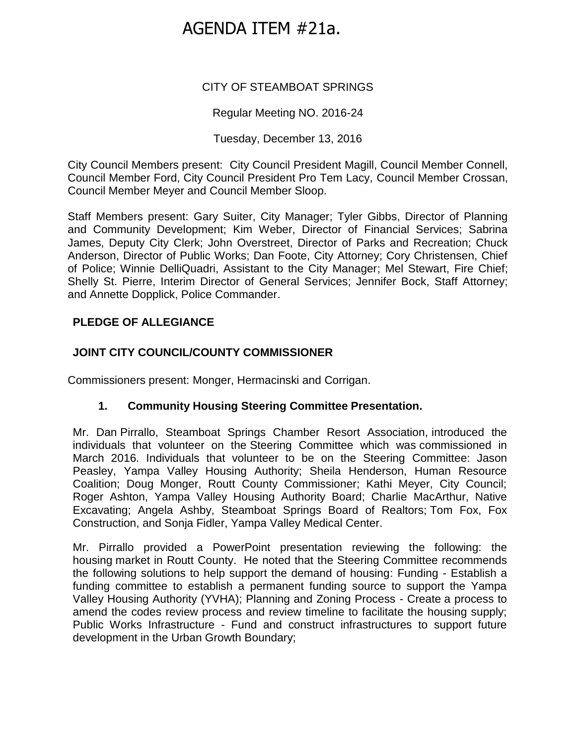# AGENDA ITEM #21a.

CITY OF STEAMBOAT SPRINGS

Regular Meeting NO. 2016-24

Tuesday, December 13, 2016

City Council Members present: City Council President Magill, Council Member Connell, Council Member Ford, City Council President Pro Tem Lacy, Council Member Crossan, Council Member Meyer and Council Member Sloop.

Staff Members present: Gary Suiter, City Manager; Tyler Gibbs, Director of Planning and Community Development; Kim Weber, Director of Financial Services; Sabrina James, Deputy City Clerk; John Overstreet, Director of Parks and Recreation; Chuck Anderson, Director of Public Works; Dan Foote, City Attorney; Cory Christensen, Chief of Police; Winnie DelliQuadri, Assistant to the City Manager; Mel Stewart, Fire Chief; Shelly St. Pierre, Interim Director of General Services; Jennifer Bock, Staff Attorney; and Annette Dopplick, Police Commander.

## PLEDGE OF ALLEGIANCE

## JOINT CITY COUNCIL/COUNTY COMMISSIONER

Commissioners present: Monger, Hermacinski and Corrigan.

### 1. Community Housing Steering Committee Presentation.

Mr. Dan Pirrallo, Steamboat Springs Chamber Resort Association, introduced the individuals that volunteer on the Steering Committee which was commissioned in March 2016. Individuals that volunteer to be on the Steering Committee: Jason Peasley, Yampa Valley Housing Authority; Sheila Henderson, Human Resource Coalition; Doug Monger, Routt County Commissioner; Kathi Meyer, City Council; Roger Ashton, Yampa Valley Housing Authority Board; Charlie MacArthur, Native Excavating; Angela Ashby, Steamboat Springs Board of Realtors; Tom Fox, Fox Construction, and Sonja Fidler, Yampa Valley Medical Center.

Mr. Pirrallo provided a PowerPoint presentation reviewing the following: the housing market in Routt County. He noted that the Steering Committee recommends the following solutions to help support the demand of housing: Funding - Establish a funding committee to establish a permanent funding source to support the Yampa Valley Housing Authority (YVHA); Planning and Zoning Process - Create a process to amend the codes review process and review timeline to facilitate the housing supply; Public Works Infrastructure - Fund and construct infrastructures to support future development in the Urban Growth Boundary;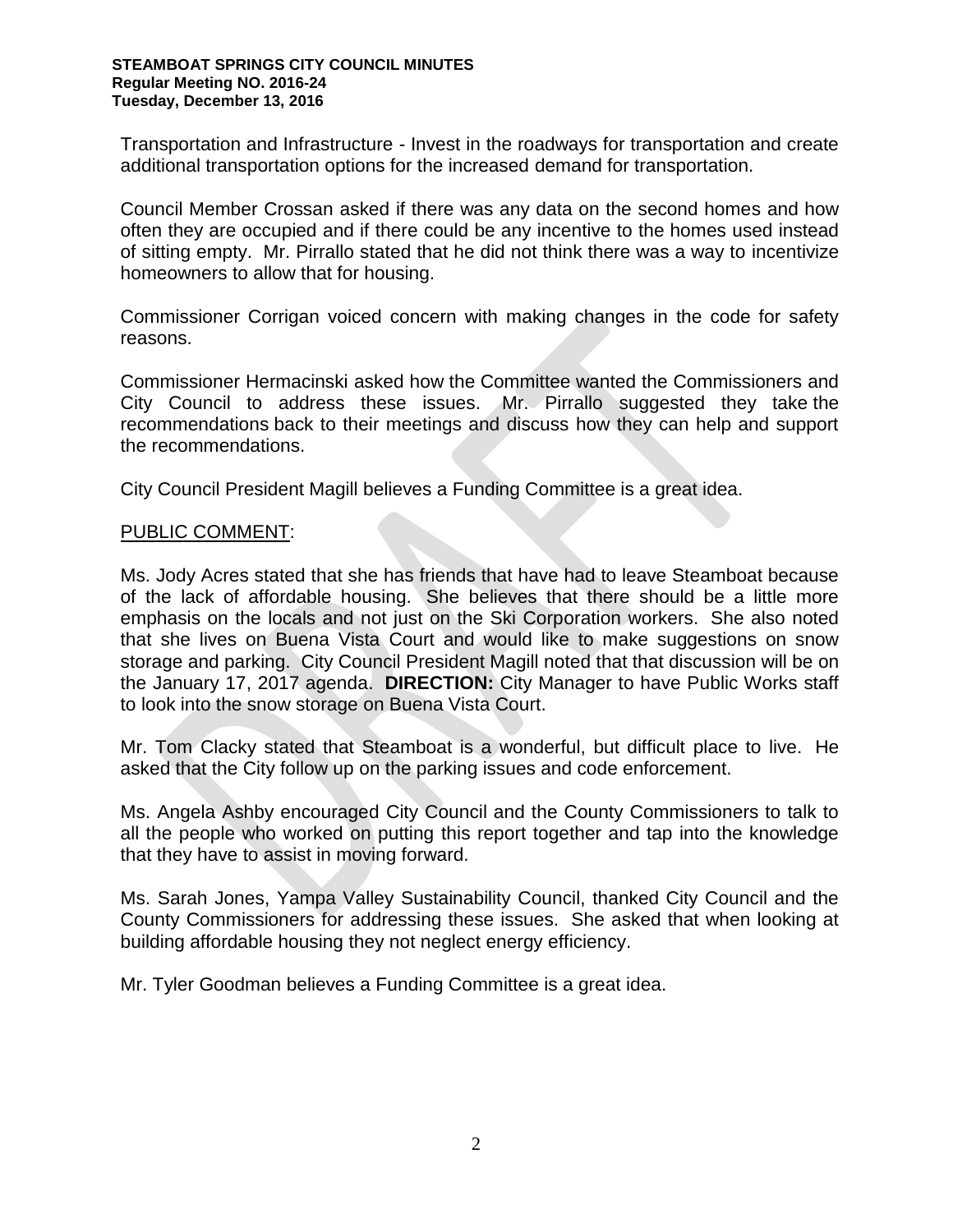Transportation and Infrastructure - Invest in the roadways for transportation and create additional transportation options for the increased demand for transportation.

Council Member Crossan asked if there was any data on the second homes and how often they are occupied and if there could be any incentive to the homes used instead of sitting empty. Mr. Pirrallo stated that he did not think there was a way to incentivize homeowners to allow that for housing.

Commissioner Corrigan voiced concern with making changes in the code for safety reasons.

Commissioner Hermacinski asked how the Committee wanted the Commissioners and City Council to address these issues. Mr. Pirrallo suggested they take the recommendations back to their meetings and discuss how they can help and support the recommendations.

City Council President Magill believes a Funding Committee is a great idea.

PUBLIC COMMENT:

Ms. Jody Acres stated that she has friends that have had to leave Steamboat because of the lack of affordable housing. She believes that there should be a little more emphasis on the locals and not just on the Ski Corporation workers. She also noted that she lives on Buena Vista Court and would like to make suggestions on snow storage and parking. City Council President Magill noted that that discussion will be on the January 17, 2017 agenda. **DIRECTION:** City Manager to have Public Works staff to look into the snow storage on Buena Vista Court.

Mr. Tom Clacky stated that Steamboat is a wonderful, but difficult place to live. He asked that the City follow up on the parking issues and code enforcement.

Ms. Angela Ashby encouraged City Council and the County Commissioners to talk to all the people who worked on putting this report together and tap into the knowledge that they have to assist in moving forward.

Ms. Sarah Jones, Yampa Valley Sustainability Council, thanked City Council and the County Commissioners for addressing these issues. She asked that when looking at building affordable housing they not neglect energy efficiency.

Mr. Tyler Goodman believes a Funding Committee is a great idea.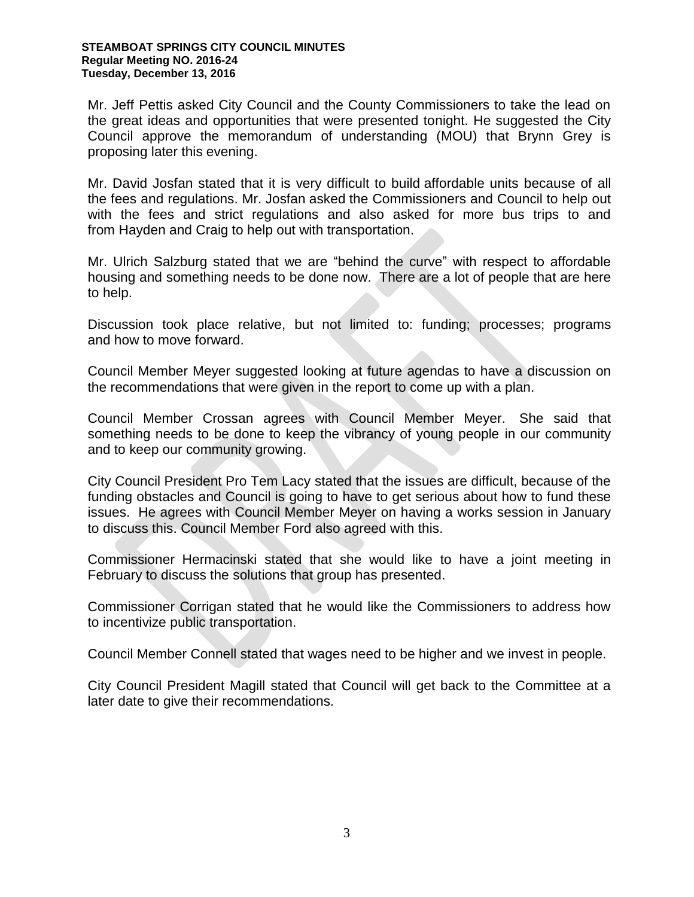Mr. Jeff Pettis asked City Council and the County Commissioners to take the lead on the great ideas and opportunities that were presented tonight. He suggested the City Council approve the memorandum of understanding (MOU) that Brynn Grey is proposing later this evening.

Mr. David Josfan stated that it is very difficult to build affordable units because of all the fees and regulations. Mr. Josfan asked the Commissioners and Council to help out with the fees and strict regulations and also asked for more bus trips to and from Hayden and Craig to help out with transportation.

Mr. Ulrich Salzburg stated that we are "behind the curve" with respect to affordable housing and something needs to be done now. There are a lot of people that are here to help.

Discussion took place relative, but not limited to: funding; processes; programs and how to move forward.

Council Member Meyer suggested looking at future agendas to have a discussion on the recommendations that were given in the report to come up with a plan.

Council Member Crossan agrees with Council Member Meyer. She said that something needs to be done to keep the vibrancy of young people in our community and to keep our community growing.

City Council President Pro Tem Lacy stated that the issues are difficult, because of the funding obstacles and Council is going to have to get serious about how to fund these issues. He agrees with Council Member Meyer on having a works session in January to discuss this. Council Member Ford also agreed with this.

Commissioner Hermacinski stated that she would like to have a joint meeting in February to discuss the solutions that group has presented.

Commissioner Corrigan stated that he would like the Commissioners to address how to incentivize public transportation.

Council Member Connell stated that wages need to be higher and we invest in people.

City Council President Magill stated that Council will get back to the Committee at a later date to give their recommendations.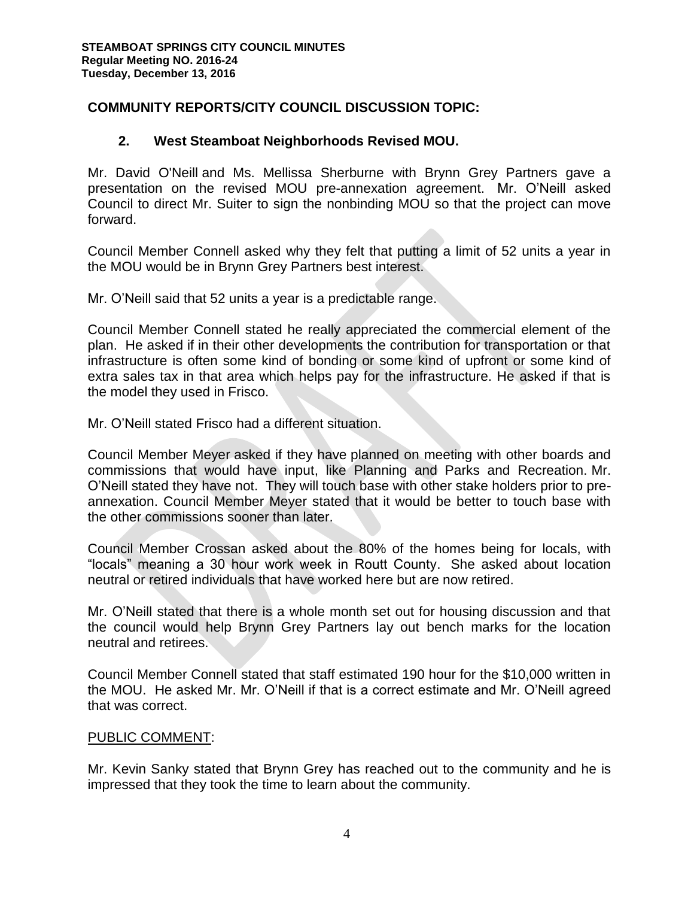## COMMUNITY REPORTS/CITY COUNCIL DISCUSSION TOPIC:

### 2. West Steamboat Neighborhoods Revised MOU.

Mr. David O'Neill and Ms. Mellissa Sherburne with Brynn Grey Partners gave a presentation on the revised MOU pre-annexation agreement. Mr. O'Neill asked Council to direct Mr. Suiter to sign the nonbinding MOU so that the project can move forward.

Council Member Connell asked why they felt that putting a limit of 52 units a year in the MOU would be in Brynn Grey Partners best interest.

Mr. O'Neill said that 52 units a year is a predictable range.

Council Member Connell stated he really appreciated the commercial element of the plan. He asked if in their other developments the contribution for transportation or that infrastructure is often some kind of bonding or some kind of upfront or some kind of extra sales tax in that area which helps pay for the infrastructure. He asked if that is the model they used in Frisco.

Mr. O'Neill stated Frisco had a different situation.

Council Member Meyer asked if they have planned on meeting with other boards and commissions that would have input, like Planning and Parks and Recreation. Mr. O'Neill stated they have not. They will touch base with other stake holders prior to pre-annexation. Council Member Meyer stated that it would be better to touch base with the other commissions sooner than later.

Council Member Crossan asked about the 80% of the homes being for locals, with "locals" meaning a 30 hour work week in Routt County. She asked about location neutral or retired individuals that have worked here but are now retired.

Mr. O'Neill stated that there is a whole month set out for housing discussion and that the council would help Brynn Grey Partners lay out bench marks for the location neutral and retirees.

Council Member Connell stated that staff estimated 190 hour for the $10,000 written in the MOU. He asked Mr. Mr. O'Neill if that is a correct estimate and Mr. O'Neill agreed that was correct.

PUBLIC COMMENT:

Mr. Kevin Sanky stated that Brynn Grey has reached out to the community and he is impressed that they took the time to learn about the community.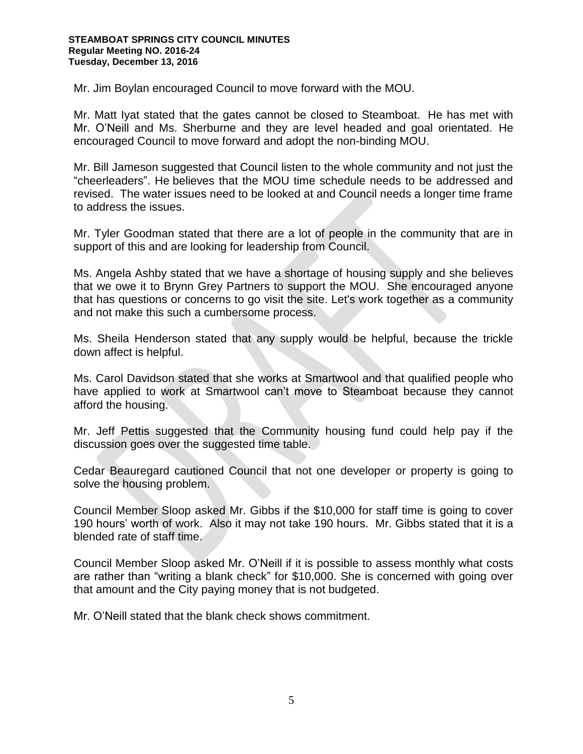Mr. Jim Boylan encouraged Council to move forward with the MOU.

Mr. Matt Iyat stated that the gates cannot be closed to Steamboat. He has met with Mr. O'Neill and Ms. Sherburne and they are level headed and goal orientated. He encouraged Council to move forward and adopt the non-binding MOU.

Mr. Bill Jameson suggested that Council listen to the whole community and not just the "cheerleaders". He believes that the MOU time schedule needs to be addressed and revised. The water issues need to be looked at and Council needs a longer time frame to address the issues.

Mr. Tyler Goodman stated that there are a lot of people in the community that are in support of this and are looking for leadership from Council.

Ms. Angela Ashby stated that we have a shortage of housing supply and she believes that we owe it to Brynn Grey Partners to support the MOU. She encouraged anyone that has questions or concerns to go visit the site. Let's work together as a community and not make this such a cumbersome process.

Ms. Sheila Henderson stated that any supply would be helpful, because the trickle down affect is helpful.

Ms. Carol Davidson stated that she works at Smartwool and that qualified people who have applied to work at Smartwool can't move to Steamboat because they cannot afford the housing.

Mr. Jeff Pettis suggested that the Community housing fund could help pay if the discussion goes over the suggested time table.

Cedar Beauregard cautioned Council that not one developer or property is going to solve the housing problem.

Council Member Sloop asked Mr. Gibbs if the $10,000 for staff time is going to cover 190 hours' worth of work. Also it may not take 190 hours. Mr. Gibbs stated that it is a blended rate of staff time.

Council Member Sloop asked Mr. O'Neill if it is possible to assess monthly what costs are rather than "writing a blank check" for $10,000. She is concerned with going over that amount and the City paying money that is not budgeted.

Mr. O'Neill stated that the blank check shows commitment.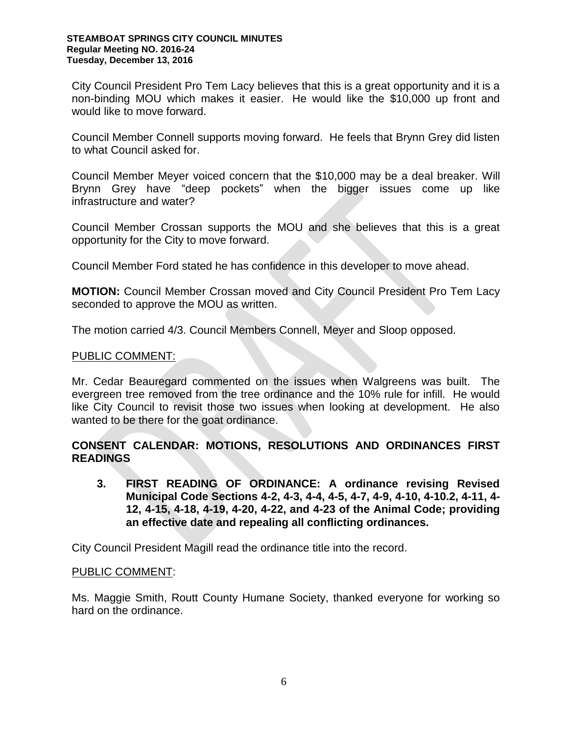City Council President Pro Tem Lacy believes that this is a great opportunity and it is a non-binding MOU which makes it easier. He would like the $10,000 up front and would like to move forward.

Council Member Connell supports moving forward. He feels that Brynn Grey did listen to what Council asked for.

Council Member Meyer voiced concern that the $10,000 may be a deal breaker. Will Brynn Grey have "deep pockets" when the bigger issues come up like infrastructure and water?

Council Member Crossan supports the MOU and she believes that this is a great opportunity for the City to move forward.

Council Member Ford stated he has confidence in this developer to move ahead.

**MOTION:** Council Member Crossan moved and City Council President Pro Tem Lacy seconded to approve the MOU as written.

The motion carried 4/3. Council Members Connell, Meyer and Sloop opposed.

PUBLIC COMMENT:

Mr. Cedar Beauregard commented on the issues when Walgreens was built. The evergreen tree removed from the tree ordinance and the 10% rule for infill. He would like City Council to revisit those two issues when looking at development. He also wanted to be there for the goat ordinance.

**CONSENT CALENDAR: MOTIONS, RESOLUTIONS AND ORDINANCES FIRST READINGS**

**3. FIRST READING OF ORDINANCE: A ordinance revising Revised Municipal Code Sections 4-2, 4-3, 4-4, 4-5, 4-7, 4-9, 4-10, 4-10.2, 4-11, 4-12, 4-15, 4-18, 4-19, 4-20, 4-22, and 4-23 of the Animal Code; providing an effective date and repealing all conflicting ordinances.**

City Council President Magill read the ordinance title into the record.

PUBLIC COMMENT:

Ms. Maggie Smith, Routt County Humane Society, thanked everyone for working so hard on the ordinance.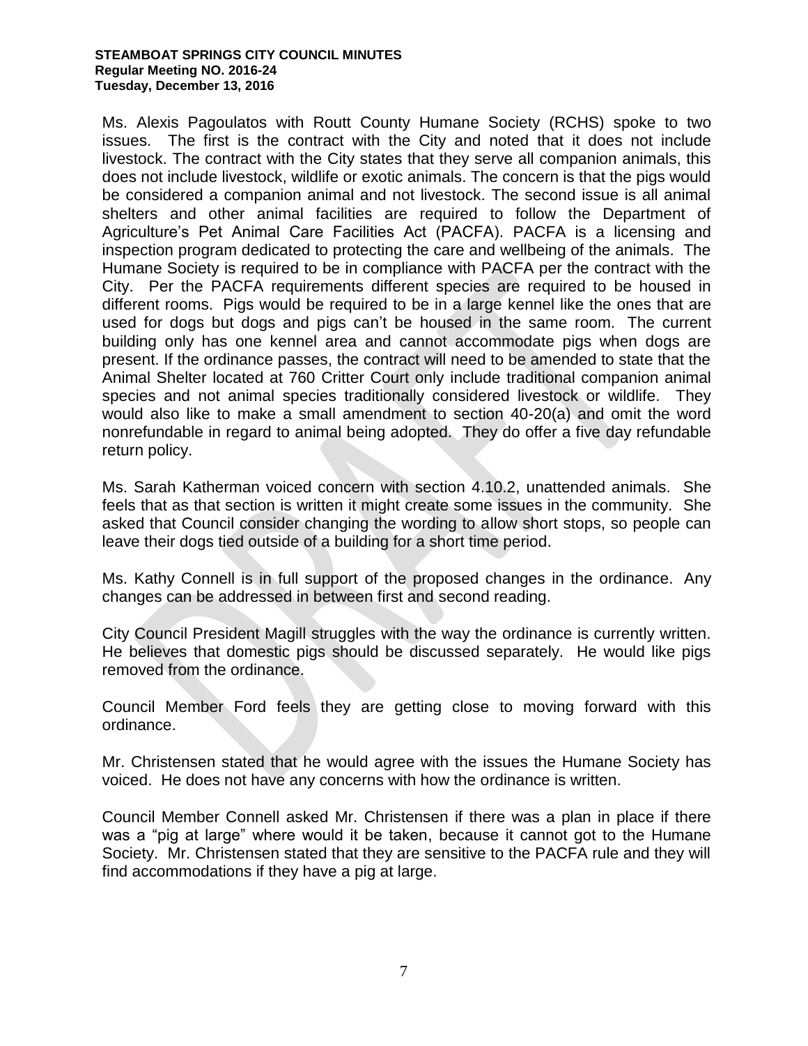Ms. Alexis Pagoulatos with Routt County Humane Society (RCHS) spoke to two issues. The first is the contract with the City and noted that it does not include livestock. The contract with the City states that they serve all companion animals, this does not include livestock, wildlife or exotic animals. The concern is that the pigs would be considered a companion animal and not livestock. The second issue is all animal shelters and other animal facilities are required to follow the Department of Agriculture's Pet Animal Care Facilities Act (PACFA). PACFA is a licensing and inspection program dedicated to protecting the care and wellbeing of the animals. The Humane Society is required to be in compliance with PACFA per the contract with the City. Per the PACFA requirements different species are required to be housed in different rooms. Pigs would be required to be in a large kennel like the ones that are used for dogs but dogs and pigs can't be housed in the same room. The current building only has one kennel area and cannot accommodate pigs when dogs are present. If the ordinance passes, the contract will need to be amended to state that the Animal Shelter located at 760 Critter Court only include traditional companion animal species and not animal species traditionally considered livestock or wildlife. They would also like to make a small amendment to section 40-20(a) and omit the word nonrefundable in regard to animal being adopted. They do offer a five day refundable return policy.

Ms. Sarah Katherman voiced concern with section 4.10.2, unattended animals. She feels that as that section is written it might create some issues in the community. She asked that Council consider changing the wording to allow short stops, so people can leave their dogs tied outside of a building for a short time period.

Ms. Kathy Connell is in full support of the proposed changes in the ordinance. Any changes can be addressed in between first and second reading.

City Council President Magill struggles with the way the ordinance is currently written. He believes that domestic pigs should be discussed separately. He would like pigs removed from the ordinance.

Council Member Ford feels they are getting close to moving forward with this ordinance.

Mr. Christensen stated that he would agree with the issues the Humane Society has voiced. He does not have any concerns with how the ordinance is written.

Council Member Connell asked Mr. Christensen if there was a plan in place if there was a "pig at large" where would it be taken, because it cannot got to the Humane Society. Mr. Christensen stated that they are sensitive to the PACFA rule and they will find accommodations if they have a pig at large.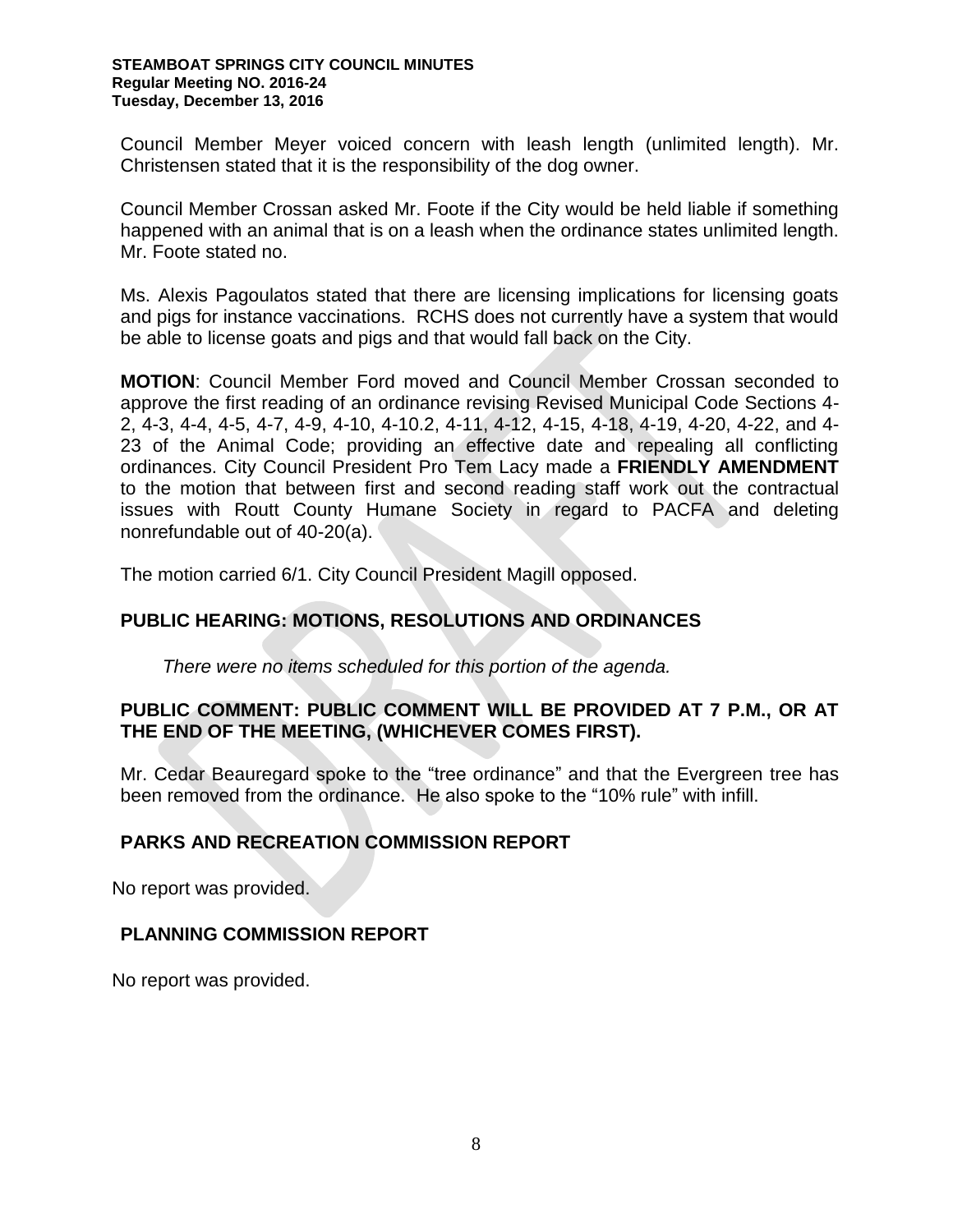Council Member Meyer voiced concern with leash length (unlimited length). Mr. Christensen stated that it is the responsibility of the dog owner.

Council Member Crossan asked Mr. Foote if the City would be held liable if something happened with an animal that is on a leash when the ordinance states unlimited length. Mr. Foote stated no.

Ms. Alexis Pagoulatos stated that there are licensing implications for licensing goats and pigs for instance vaccinations. RCHS does not currently have a system that would be able to license goats and pigs and that would fall back on the City.

**MOTION**: Council Member Ford moved and Council Member Crossan seconded to approve the first reading of an ordinance revising Revised Municipal Code Sections 4-2, 4-3, 4-4, 4-5, 4-7, 4-9, 4-10, 4-10.2, 4-11, 4-12, 4-15, 4-18, 4-19, 4-20, 4-22, and 4-23 of the Animal Code; providing an effective date and repealing all conflicting ordinances. City Council President Pro Tem Lacy made a **FRIENDLY AMENDMENT** to the motion that between first and second reading staff work out the contractual issues with Routt County Humane Society in regard to PACFA and deleting nonrefundable out of 40-20(a).

The motion carried 6/1. City Council President Magill opposed.

## PUBLIC HEARING: MOTIONS, RESOLUTIONS AND ORDINANCES

*There were no items scheduled for this portion of the agenda.*

## PUBLIC COMMENT: PUBLIC COMMENT WILL BE PROVIDED AT 7 P.M., OR AT THE END OF THE MEETING, (WHICHEVER COMES FIRST).

Mr. Cedar Beauregard spoke to the "tree ordinance" and that the Evergreen tree has been removed from the ordinance. He also spoke to the "10% rule" with infill.

## PARKS AND RECREATION COMMISSION REPORT

No report was provided.

## PLANNING COMMISSION REPORT

No report was provided.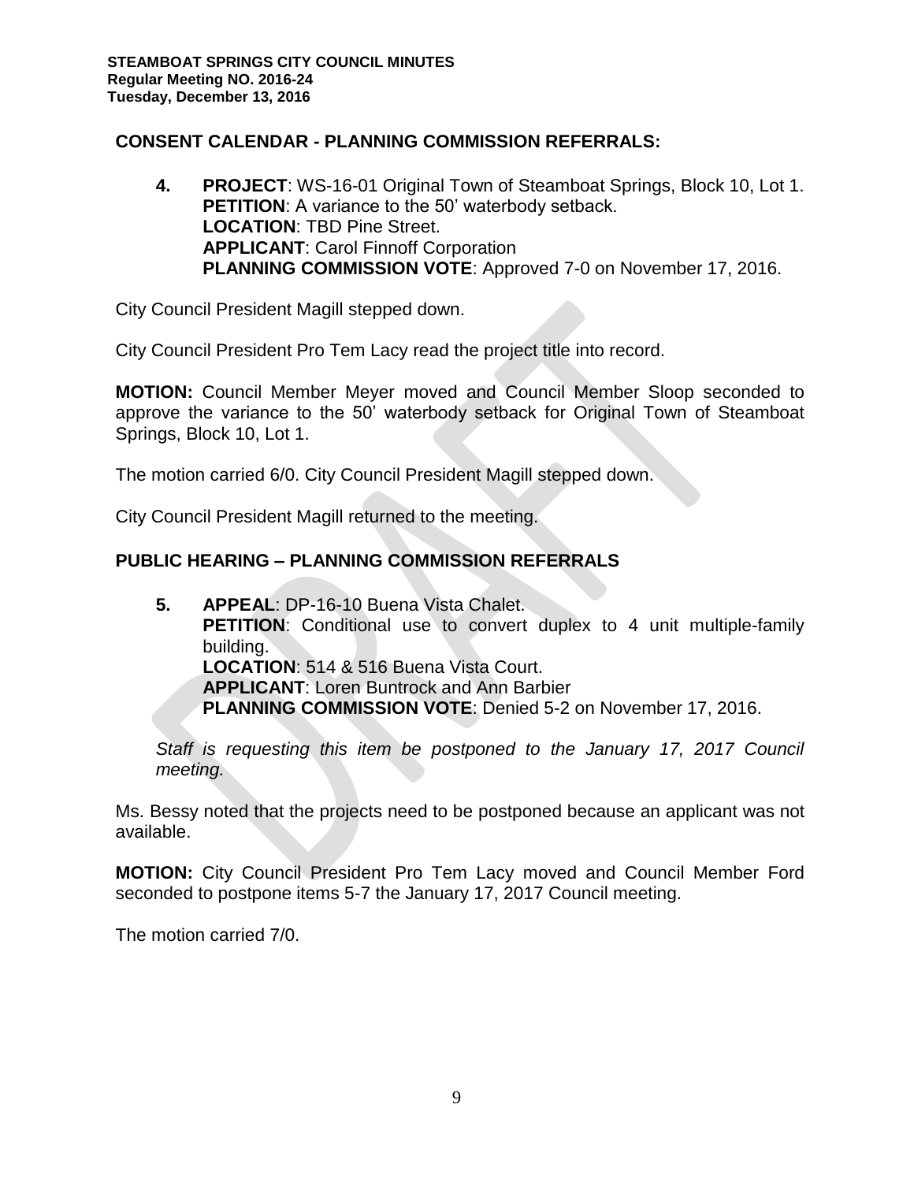## CONSENT CALENDAR - PLANNING COMMISSION REFERRALS:

**4. PROJECT**: WS-16-01 Original Town of Steamboat Springs, Block 10, Lot 1.
**PETITION**: A variance to the 50' waterbody setback.
**LOCATION**: TBD Pine Street.
**APPLICANT**: Carol Finnoff Corporation
**PLANNING COMMISSION VOTE**: Approved 7-0 on November 17, 2016.

City Council President Magill stepped down.

City Council President Pro Tem Lacy read the project title into record.

**MOTION:** Council Member Meyer moved and Council Member Sloop seconded to approve the variance to the 50' waterbody setback for Original Town of Steamboat Springs, Block 10, Lot 1.

The motion carried 6/0. City Council President Magill stepped down.

City Council President Magill returned to the meeting.

## PUBLIC HEARING – PLANNING COMMISSION REFERRALS

**5. APPEAL**: DP-16-10 Buena Vista Chalet.
**PETITION**: Conditional use to convert duplex to 4 unit multiple-family building.
**LOCATION**: 514 & 516 Buena Vista Court.
**APPLICANT**: Loren Buntrock and Ann Barbier
**PLANNING COMMISSION VOTE**: Denied 5-2 on November 17, 2016.

*Staff is requesting this item be postponed to the January 17, 2017 Council meeting.*

Ms. Bessy noted that the projects need to be postponed because an applicant was not available.

**MOTION:** City Council President Pro Tem Lacy moved and Council Member Ford seconded to postpone items 5-7 the January 17, 2017 Council meeting.

The motion carried 7/0.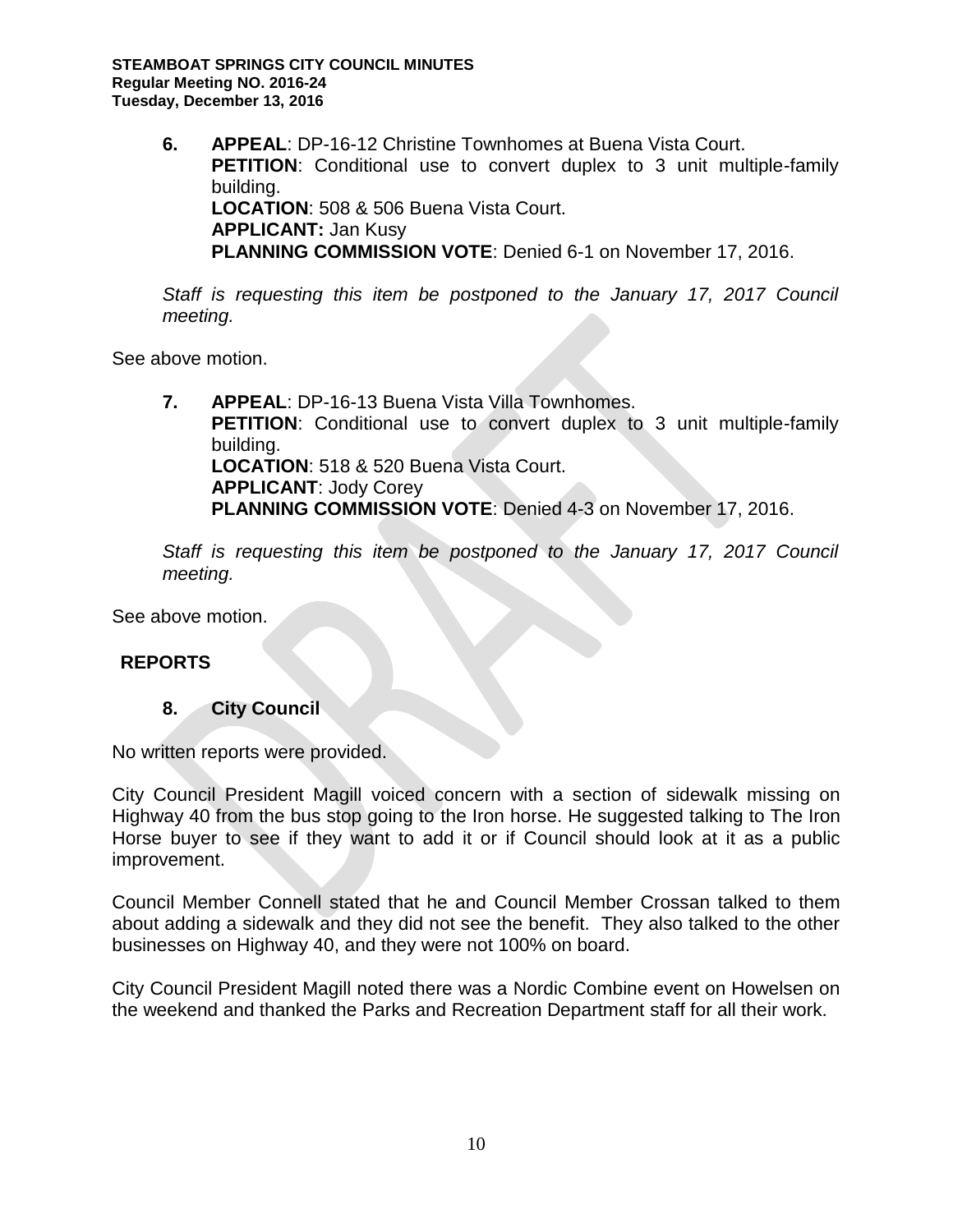**6. APPEAL**: DP-16-12 Christine Townhomes at Buena Vista Court.
**PETITION**: Conditional use to convert duplex to 3 unit multiple-family building.
**LOCATION**: 508 & 506 Buena Vista Court.
**APPLICANT:** Jan Kusy
**PLANNING COMMISSION VOTE**: Denied 6-1 on November 17, 2016.

*Staff is requesting this item be postponed to the January 17, 2017 Council meeting.*

See above motion.

**7. APPEAL**: DP-16-13 Buena Vista Villa Townhomes.
**PETITION**: Conditional use to convert duplex to 3 unit multiple-family building.
**LOCATION**: 518 & 520 Buena Vista Court.
**APPLICANT**: Jody Corey
**PLANNING COMMISSION VOTE**: Denied 4-3 on November 17, 2016.

*Staff is requesting this item be postponed to the January 17, 2017 Council meeting.*

See above motion.

## REPORTS

### 8. City Council

No written reports were provided.

City Council President Magill voiced concern with a section of sidewalk missing on Highway 40 from the bus stop going to the Iron horse. He suggested talking to The Iron Horse buyer to see if they want to add it or if Council should look at it as a public improvement.

Council Member Connell stated that he and Council Member Crossan talked to them about adding a sidewalk and they did not see the benefit. They also talked to the other businesses on Highway 40, and they were not 100% on board.

City Council President Magill noted there was a Nordic Combine event on Howelsen on the weekend and thanked the Parks and Recreation Department staff for all their work.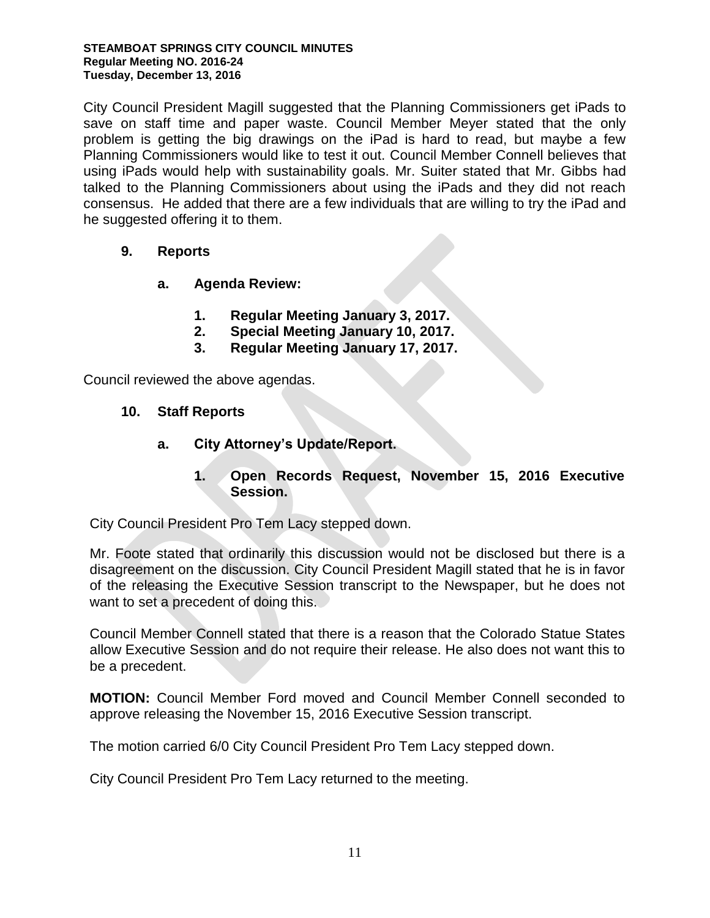City Council President Magill suggested that the Planning Commissioners get iPads to save on staff time and paper waste. Council Member Meyer stated that the only problem is getting the big drawings on the iPad is hard to read, but maybe a few Planning Commissioners would like to test it out. Council Member Connell believes that using iPads would help with sustainability goals. Mr. Suiter stated that Mr. Gibbs had talked to the Planning Commissioners about using the iPads and they did not reach consensus. He added that there are a few individuals that are willing to try the iPad and he suggested offering it to them.

## 9. Reports

### a. Agenda Review:

1. **Regular Meeting January 3, 2017.**
2. **Special Meeting January 10, 2017.**
3. **Regular Meeting January 17, 2017.**

Council reviewed the above agendas.

## 10. Staff Reports

### a. City Attorney's Update/Report.

#### 1. Open Records Request, November 15, 2016 Executive Session.

City Council President Pro Tem Lacy stepped down.

Mr. Foote stated that ordinarily this discussion would not be disclosed but there is a disagreement on the discussion. City Council President Magill stated that he is in favor of the releasing the Executive Session transcript to the Newspaper, but he does not want to set a precedent of doing this.

Council Member Connell stated that there is a reason that the Colorado Statue States allow Executive Session and do not require their release. He also does not want this to be a precedent.

**MOTION:** Council Member Ford moved and Council Member Connell seconded to approve releasing the November 15, 2016 Executive Session transcript.

The motion carried 6/0 City Council President Pro Tem Lacy stepped down.

City Council President Pro Tem Lacy returned to the meeting.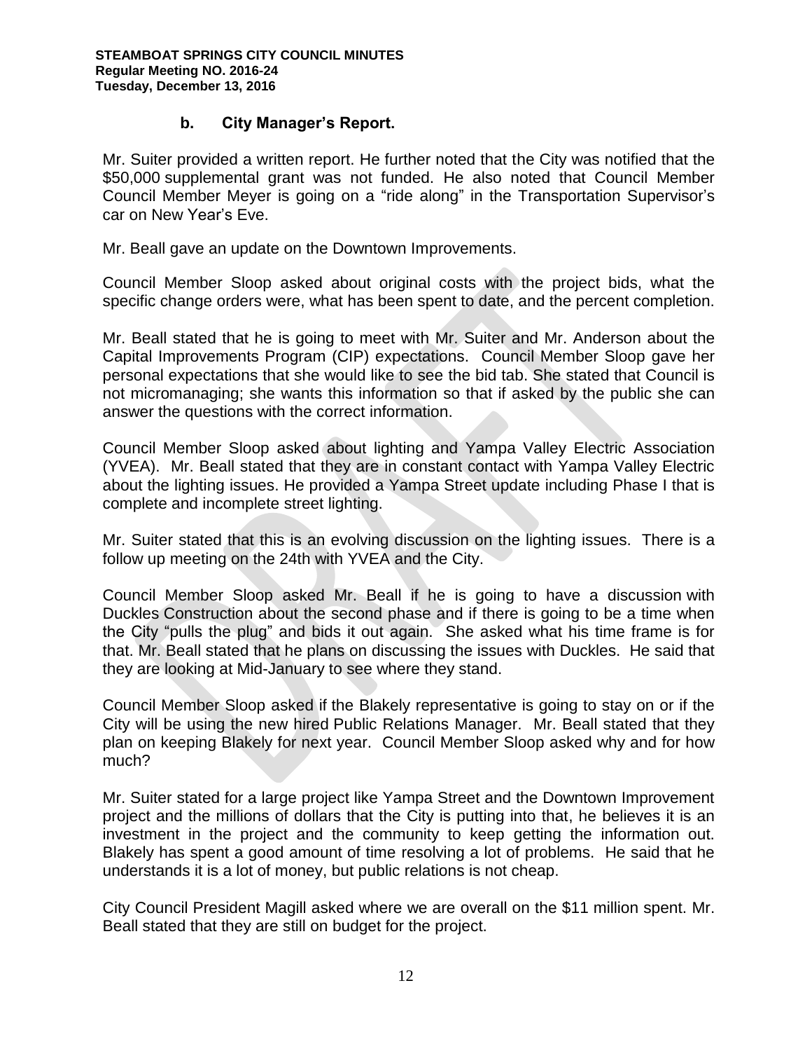### b. City Manager's Report.

Mr. Suiter provided a written report. He further noted that the City was notified that the $50,000 supplemental grant was not funded. He also noted that Council Member Council Member Meyer is going on a "ride along" in the Transportation Supervisor's car on New Year's Eve.

Mr. Beall gave an update on the Downtown Improvements.

Council Member Sloop asked about original costs with the project bids, what the specific change orders were, what has been spent to date, and the percent completion.

Mr. Beall stated that he is going to meet with Mr. Suiter and Mr. Anderson about the Capital Improvements Program (CIP) expectations. Council Member Sloop gave her personal expectations that she would like to see the bid tab. She stated that Council is not micromanaging; she wants this information so that if asked by the public she can answer the questions with the correct information.

Council Member Sloop asked about lighting and Yampa Valley Electric Association (YVEA). Mr. Beall stated that they are in constant contact with Yampa Valley Electric about the lighting issues. He provided a Yampa Street update including Phase I that is complete and incomplete street lighting.

Mr. Suiter stated that this is an evolving discussion on the lighting issues. There is a follow up meeting on the 24th with YVEA and the City.

Council Member Sloop asked Mr. Beall if he is going to have a discussion with Duckles Construction about the second phase and if there is going to be a time when the City "pulls the plug" and bids it out again. She asked what his time frame is for that. Mr. Beall stated that he plans on discussing the issues with Duckles. He said that they are looking at Mid-January to see where they stand.

Council Member Sloop asked if the Blakely representative is going to stay on or if the City will be using the new hired Public Relations Manager. Mr. Beall stated that they plan on keeping Blakely for next year. Council Member Sloop asked why and for how much?

Mr. Suiter stated for a large project like Yampa Street and the Downtown Improvement project and the millions of dollars that the City is putting into that, he believes it is an investment in the project and the community to keep getting the information out. Blakely has spent a good amount of time resolving a lot of problems. He said that he understands it is a lot of money, but public relations is not cheap.

City Council President Magill asked where we are overall on the $11 million spent. Mr. Beall stated that they are still on budget for the project.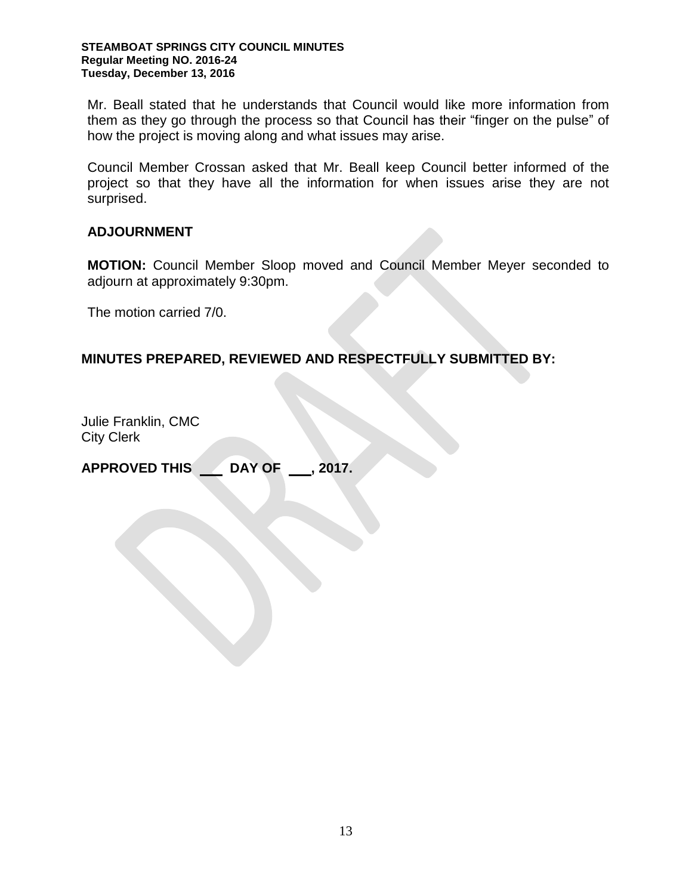Mr. Beall stated that he understands that Council would like more information from them as they go through the process so that Council has their “finger on the pulse” of how the project is moving along and what issues may arise.

Council Member Crossan asked that Mr. Beall keep Council better informed of the project so that they have all the information for when issues arise they are not surprised.

## ADJOURNMENT

**MOTION:** Council Member Sloop moved and Council Member Meyer seconded to adjourn at approximately 9:30pm.

The motion carried 7/0.

**MINUTES PREPARED, REVIEWED AND RESPECTFULLY SUBMITTED BY:**

Julie Franklin, CMC
City Clerk

**APPROVED THIS \_\_\_ DAY OF \_\_\_, 2017.**